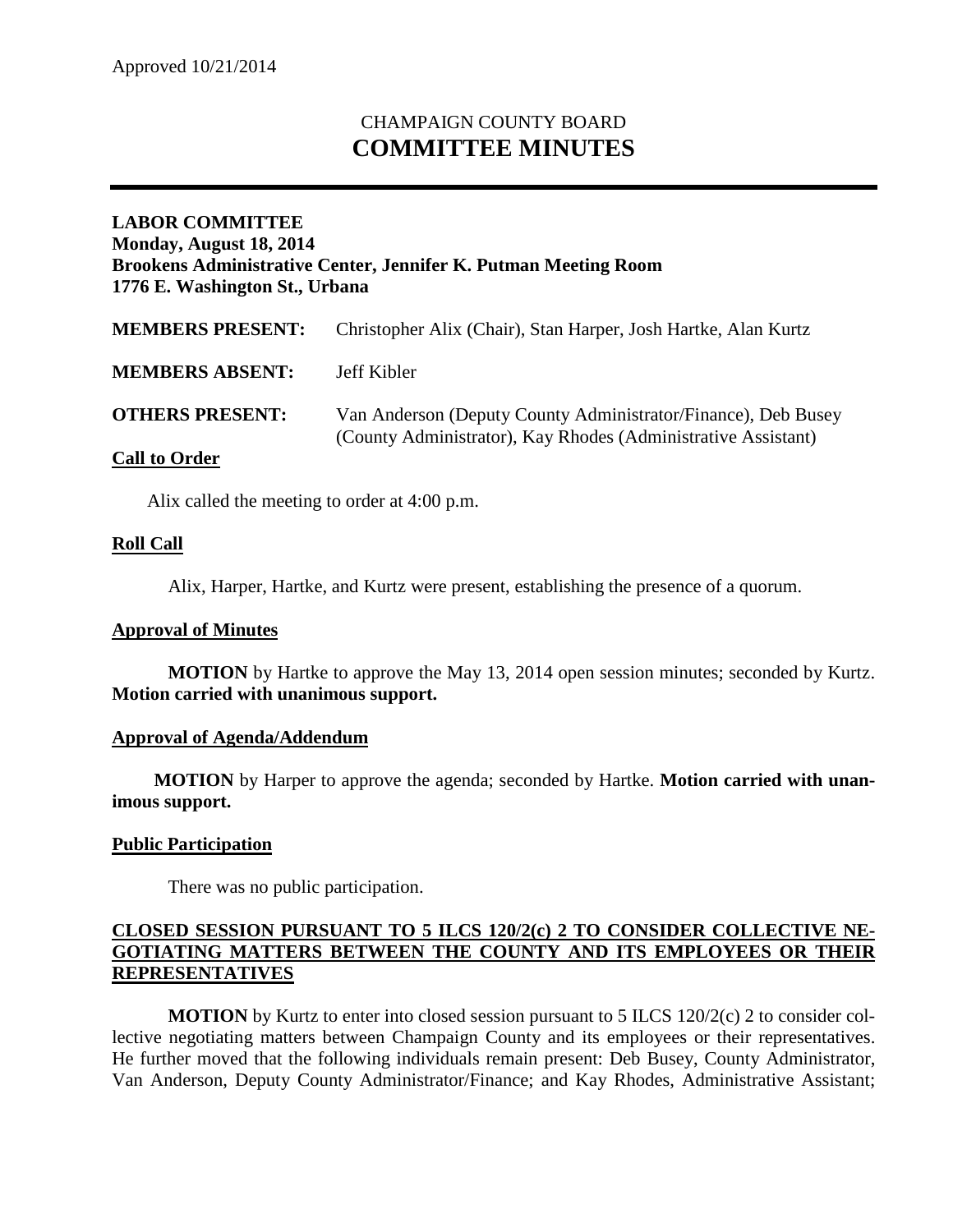Approved 10/21/2014

# CHAMPAIGN COUNTY BOARD
# COMMITTEE MINUTES

**LABOR COMMITTEE**
**Monday, August 18, 2014**
**Brookens Administrative Center, Jennifer K. Putman Meeting Room**
**1776 E. Washington St., Urbana**

| | |
|---|---|
| **MEMBERS PRESENT:** | Christopher Alix (Chair), Stan Harper, Josh Hartke, Alan Kurtz |
| **MEMBERS ABSENT:** | Jeff Kibler |
| **OTHERS PRESENT:** | Van Anderson (Deputy County Administrator/Finance), Deb Busey (County Administrator), Kay Rhodes (Administrative Assistant) |

**Call to Order**

Alix called the meeting to order at 4:00 p.m.

**Roll Call**

Alix, Harper, Hartke, and Kurtz were present, establishing the presence of a quorum.

**Approval of Minutes**

**MOTION** by Hartke to approve the May 13, 2014 open session minutes; seconded by Kurtz. **Motion carried with unanimous support.**

**Approval of Agenda/Addendum**

**MOTION** by Harper to approve the agenda; seconded by Hartke. **Motion carried with unanimous support.**

**Public Participation**

There was no public participation.

**CLOSED SESSION PURSUANT TO 5 ILCS 120/2(c) 2 TO CONSIDER COLLECTIVE NEGOTIATING MATTERS BETWEEN THE COUNTY AND ITS EMPLOYEES OR THEIR REPRESENTATIVES**

**MOTION** by Kurtz to enter into closed session pursuant to 5 ILCS 120/2(c) 2 to consider collective negotiating matters between Champaign County and its employees or their representatives. He further moved that the following individuals remain present: Deb Busey, County Administrator, Van Anderson, Deputy County Administrator/Finance; and Kay Rhodes, Administrative Assistant;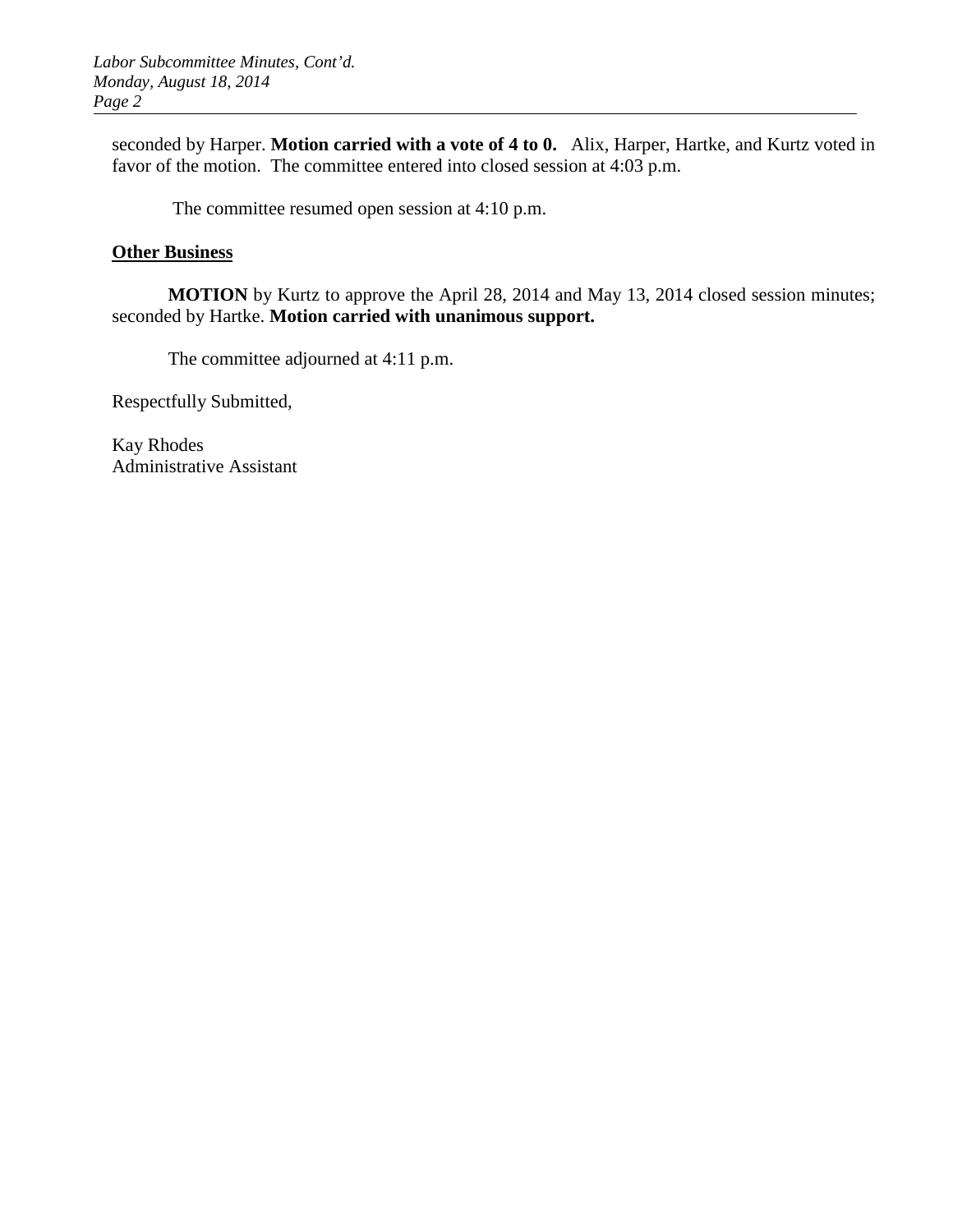seconded by Harper. **Motion carried with a vote of 4 to 0.** Alix, Harper, Hartke, and Kurtz voted in favor of the motion. The committee entered into closed session at 4:03 p.m.

The committee resumed open session at 4:10 p.m.

**Other Business**

**MOTION** by Kurtz to approve the April 28, 2014 and May 13, 2014 closed session minutes; seconded by Hartke. **Motion carried with unanimous support.**

The committee adjourned at 4:11 p.m.

Respectfully Submitted,

Kay Rhodes
Administrative Assistant